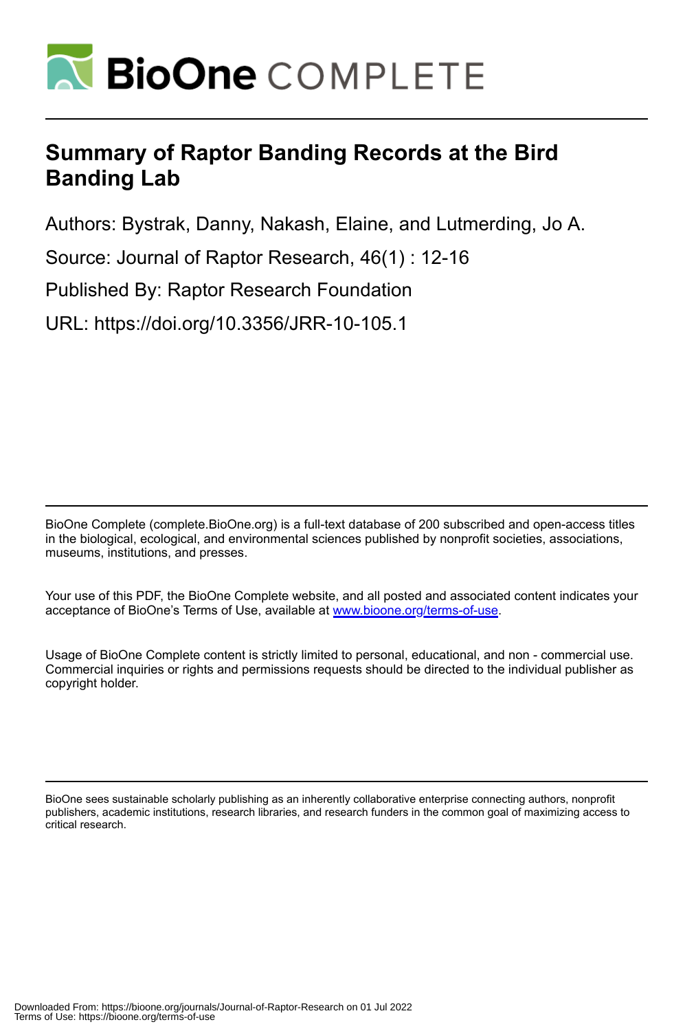# Summary of Raptor Banding Records at the Bird Banding Lab

Authors: Bystrak, Danny, Nakash, Elaine, and Lutmerding, Jo A.

Source: Journal of Raptor Research, 46(1) : 12-16

Published By: Raptor Research Foundation

URL: https://doi.org/10.3356/JRR-10-105.1

BioOne Complete (complete.BioOne.org) is a full-text database of 200 subscribed and open-access titles in the biological, ecological, and environmental sciences published by nonprofit societies, associations, museums, institutions, and presses.

Your use of this PDF, the BioOne Complete website, and all posted and associated content indicates your acceptance of BioOne's Terms of Use, available at www.bioone.org/terms-of-use.

Usage of BioOne Complete content is strictly limited to personal, educational, and non - commercial use. Commercial inquiries or rights and permissions requests should be directed to the individual publisher as copyright holder.

BioOne sees sustainable scholarly publishing as an inherently collaborative enterprise connecting authors, nonprofit publishers, academic institutions, research libraries, and research funders in the common goal of maximizing access to critical research.

Downloaded From: https://bioone.org/journals/Journal-of-Raptor-Research on 01 Jul 2022
Terms of Use: https://bioone.org/terms-of-use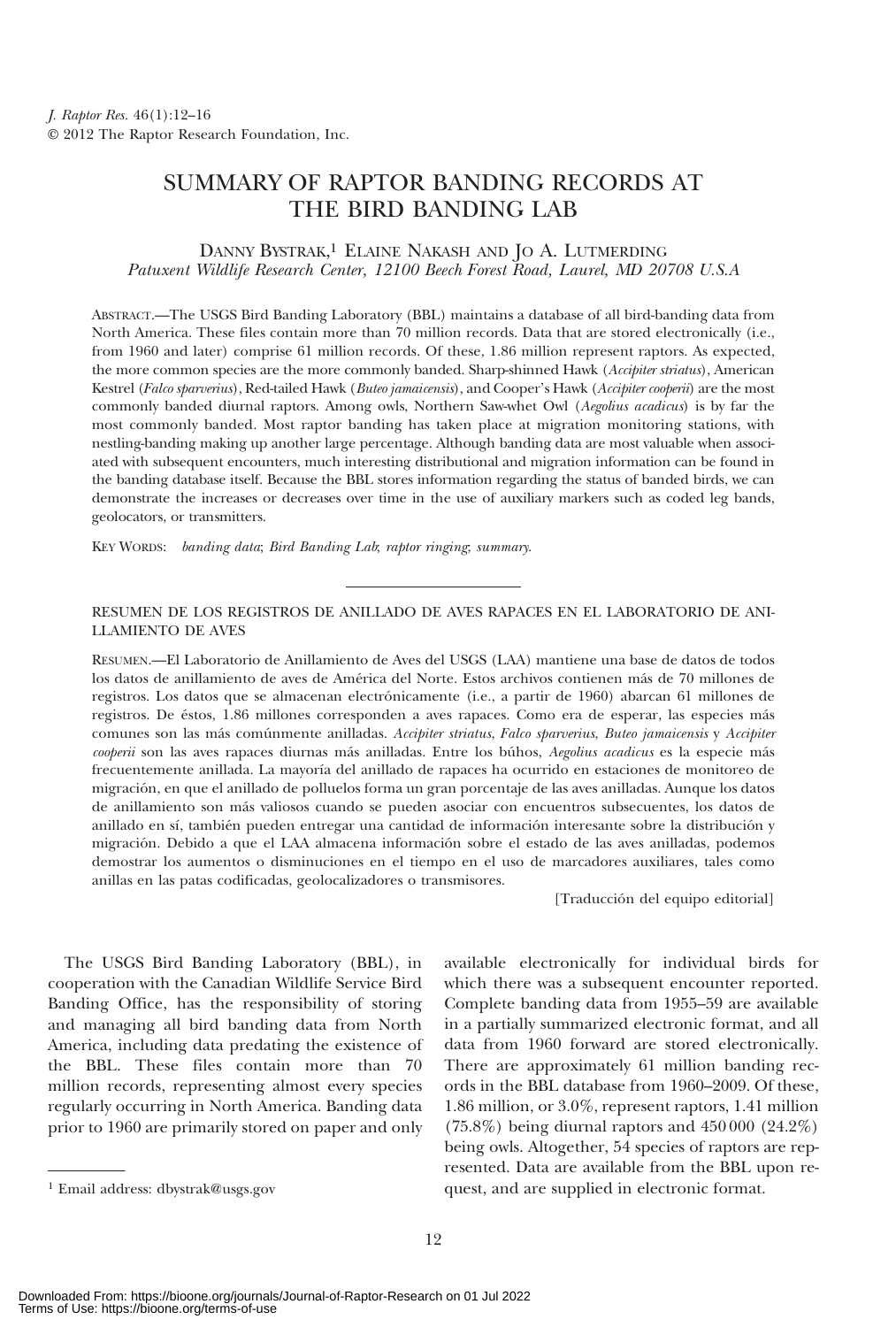# SUMMARY OF RAPTOR BANDING RECORDS AT THE BIRD BANDING LAB

DANNY BYSTRAK,[1] ELAINE NAKASH AND JO A. LUTMERDING
*Patuxent Wildlife Research Center, 12100 Beech Forest Road, Laurel, MD 20708 U.S.A*

ABSTRACT.—The USGS Bird Banding Laboratory (BBL) maintains a database of all bird-banding data from North America. These files contain more than 70 million records. Data that are stored electronically (i.e., from 1960 and later) comprise 61 million records. Of these, 1.86 million represent raptors. As expected, the more common species are the more commonly banded. Sharp-shinned Hawk (*Accipiter striatus*), American Kestrel (*Falco sparverius*), Red-tailed Hawk (*Buteo jamaicensis*), and Cooper's Hawk (*Accipiter cooperii*) are the most commonly banded diurnal raptors. Among owls, Northern Saw-whet Owl (*Aegolius acadicus*) is by far the most commonly banded. Most raptor banding has taken place at migration monitoring stations, with nestling-banding making up another large percentage. Although banding data are most valuable when associated with subsequent encounters, much interesting distributional and migration information can be found in the banding database itself. Because the BBL stores information regarding the status of banded birds, we can demonstrate the increases or decreases over time in the use of auxiliary markers such as coded leg bands, geolocators, or transmitters.

KEY WORDS: *banding data*; *Bird Banding Lab*; *raptor ringing*; *summary*.

---

RESUMEN DE LOS REGISTROS DE ANILLADO DE AVES RAPACES EN EL LABORATORIO DE ANILLAMIENTO DE AVES

RESUMEN.—El Laboratorio de Anillamiento de Aves del USGS (LAA) mantiene una base de datos de todos los datos de anillamiento de aves de América del Norte. Estos archivos contienen más de 70 millones de registros. Los datos que se almacenan electrónicamente (i.e., a partir de 1960) abarcan 61 millones de registros. De éstos, 1.86 millones corresponden a aves rapaces. Como era de esperar, las especies más comunes son las más comúnmente anilladas. *Accipiter striatus*, *Falco sparverius*, *Buteo jamaicensis* y *Accipiter cooperii* son las aves rapaces diurnas más anilladas. Entre los búhos, *Aegolius acadicus* es la especie más frecuentemente anillada. La mayoría del anillado de rapaces ha ocurrido en estaciones de monitoreo de migración, en que el anillado de polluelos forma un gran porcentaje de las aves anilladas. Aunque los datos de anillamiento son más valiosos cuando se pueden asociar con encuentros subsecuentes, los datos de anillado en sí, también pueden entregar una cantidad de información interesante sobre la distribución y migración. Debido a que el LAA almacena información sobre el estado de las aves anilladas, podemos demostrar los aumentos o disminuciones en el tiempo en el uso de marcadores auxiliares, tales como anillas en las patas codificadas, geolocalizadores o transmisores.

[Traducción del equipo editorial]

The USGS Bird Banding Laboratory (BBL), in cooperation with the Canadian Wildlife Service Bird Banding Office, has the responsibility of storing and managing all bird banding data from North America, including data predating the existence of the BBL. These files contain more than 70 million records, representing almost every species regularly occurring in North America. Banding data prior to 1960 are primarily stored on paper and only available electronically for individual birds for which there was a subsequent encounter reported. Complete banding data from 1955–59 are available in a partially summarized electronic format, and all data from 1960 forward are stored electronically. There are approximately 61 million banding records in the BBL database from 1960–2009. Of these, 1.86 million, or 3.0%, represent raptors, 1.41 million (75.8%) being diurnal raptors and 450 000 (24.2%) being owls. Altogether, 54 species of raptors are represented. Data are available from the BBL upon request, and are supplied in electronic format.

[1] Email address: dbystrak@usgs.gov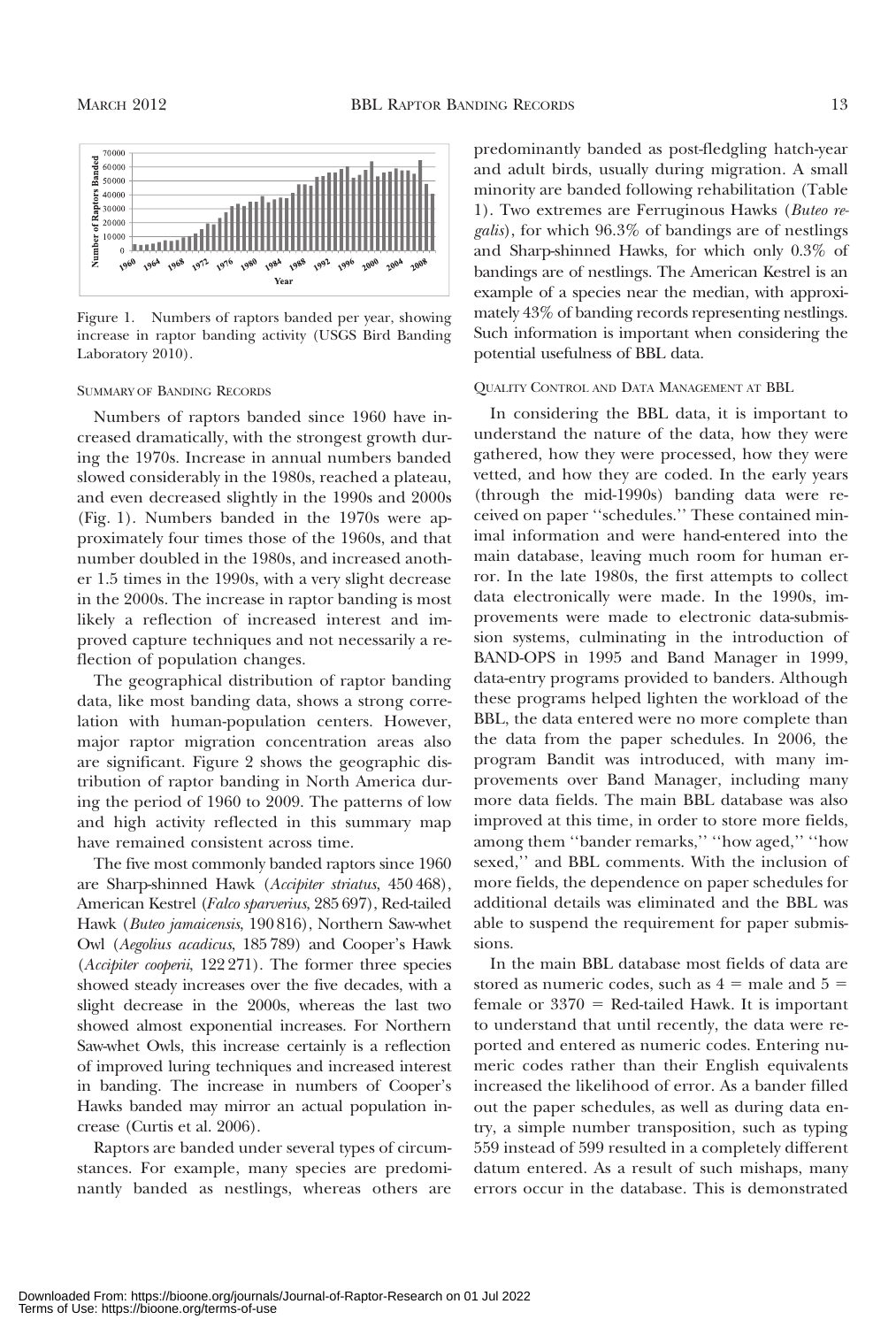Figure 1. Numbers of raptors banded per year, showing increase in raptor banding activity (USGS Bird Banding Laboratory 2010).

## SUMMARY OF BANDING RECORDS

Numbers of raptors banded since 1960 have increased dramatically, with the strongest growth during the 1970s. Increase in annual numbers banded slowed considerably in the 1980s, reached a plateau, and even decreased slightly in the 1990s and 2000s (Fig. 1). Numbers banded in the 1970s were approximately four times those of the 1960s, and that number doubled in the 1980s, and increased another 1.5 times in the 1990s, with a very slight decrease in the 2000s. The increase in raptor banding is most likely a reflection of increased interest and improved capture techniques and not necessarily a reflection of population changes.

The geographical distribution of raptor banding data, like most banding data, shows a strong correlation with human-population centers. However, major raptor migration concentration areas also are significant. Figure 2 shows the geographic distribution of raptor banding in North America during the period of 1960 to 2009. The patterns of low and high activity reflected in this summary map have remained consistent across time.

The five most commonly banded raptors since 1960 are Sharp-shinned Hawk (*Accipiter striatus*, 450 468), American Kestrel (*Falco sparverius*, 285 697), Red-tailed Hawk (*Buteo jamaicensis*, 190 816), Northern Saw-whet Owl (*Aegolius acadicus*, 185 789) and Cooper's Hawk (*Accipiter cooperii*, 122 271). The former three species showed steady increases over the five decades, with a slight decrease in the 2000s, whereas the last two showed almost exponential increases. For Northern Saw-whet Owls, this increase certainly is a reflection of improved luring techniques and increased interest in banding. The increase in numbers of Cooper's Hawks banded may mirror an actual population increase (Curtis et al. 2006).

Raptors are banded under several types of circumstances. For example, many species are predominantly banded as nestlings, whereas others are predominantly banded as post-fledgling hatch-year and adult birds, usually during migration. A small minority are banded following rehabilitation (Table 1). Two extremes are Ferruginous Hawks (*Buteo regalis*), for which 96.3% of bandings are of nestlings and Sharp-shinned Hawks, for which only 0.3% of bandings are of nestlings. The American Kestrel is an example of a species near the median, with approximately 43% of banding records representing nestlings. Such information is important when considering the potential usefulness of BBL data.

## QUALITY CONTROL AND DATA MANAGEMENT AT BBL

In considering the BBL data, it is important to understand the nature of the data, how they were gathered, how they were processed, how they were vetted, and how they are coded. In the early years (through the mid-1990s) banding data were received on paper ''schedules.'' These contained minimal information and were hand-entered into the main database, leaving much room for human error. In the late 1980s, the first attempts to collect data electronically were made. In the 1990s, improvements were made to electronic data-submission systems, culminating in the introduction of BAND-OPS in 1995 and Band Manager in 1999, data-entry programs provided to banders. Although these programs helped lighten the workload of the BBL, the data entered were no more complete than the data from the paper schedules. In 2006, the program Bandit was introduced, with many improvements over Band Manager, including many more data fields. The main BBL database was also improved at this time, in order to store more fields, among them ''bander remarks,'' ''how aged,'' ''how sexed,'' and BBL comments. With the inclusion of more fields, the dependence on paper schedules for additional details was eliminated and the BBL was able to suspend the requirement for paper submissions.

In the main BBL database most fields of data are stored as numeric codes, such as 4 = male and 5 = female or 3370 = Red-tailed Hawk. It is important to understand that until recently, the data were reported and entered as numeric codes. Entering numeric codes rather than their English equivalents increased the likelihood of error. As a bander filled out the paper schedules, as well as during data entry, a simple number transposition, such as typing 559 instead of 599 resulted in a completely different datum entered. As a result of such mishaps, many errors occur in the database. This is demonstrated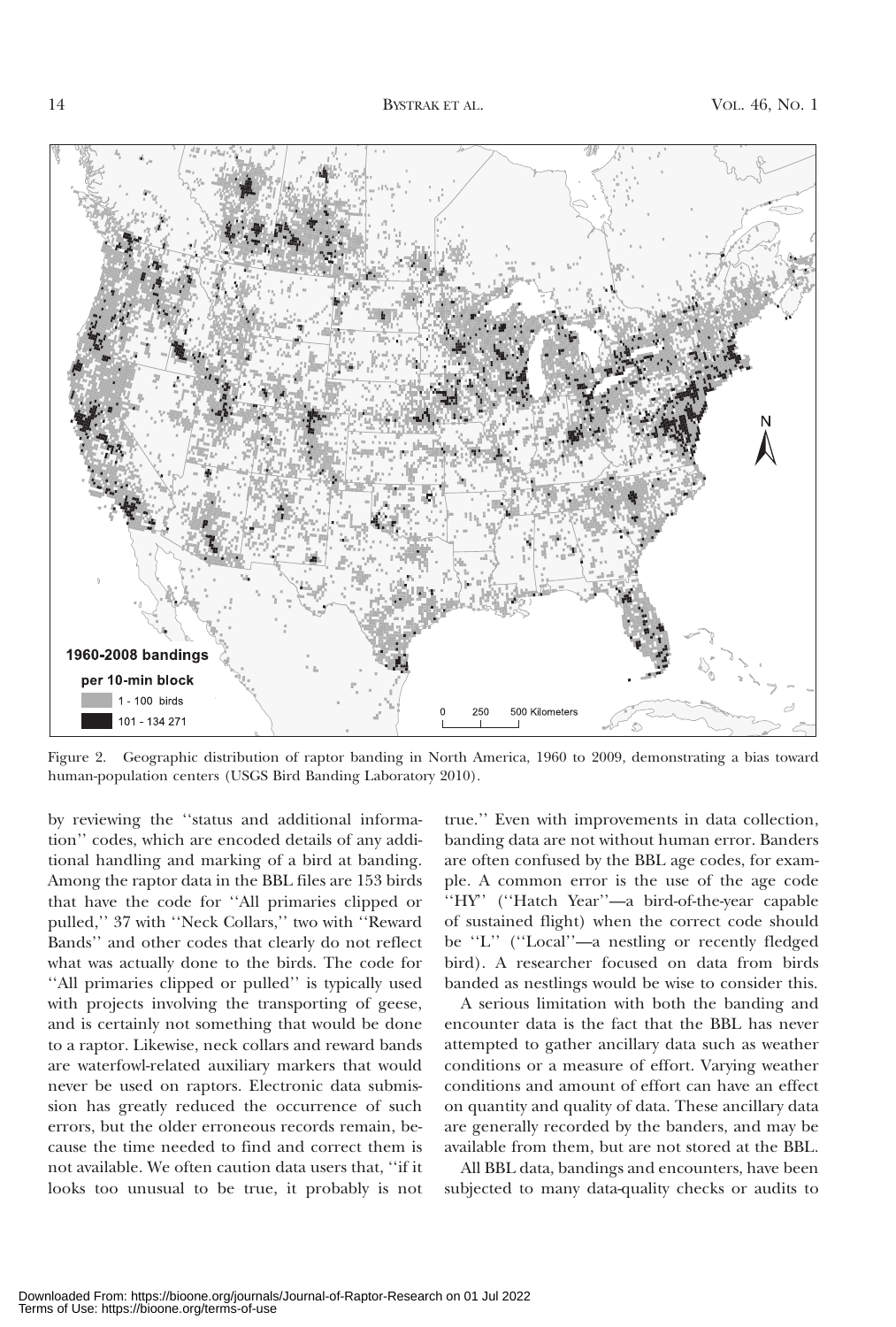1960-2008 bandings

per 10-min block

1 - 100 birds

101 - 134 271

0 250 500 Kilometers

N

Figure 2. Geographic distribution of raptor banding in North America, 1960 to 2009, demonstrating a bias toward human-population centers (USGS Bird Banding Laboratory 2010).

by reviewing the ''status and additional information'' codes, which are encoded details of any additional handling and marking of a bird at banding. Among the raptor data in the BBL files are 153 birds that have the code for ''All primaries clipped or pulled,'' 37 with ''Neck Collars,'' two with ''Reward Bands'' and other codes that clearly do not reflect what was actually done to the birds. The code for ''All primaries clipped or pulled'' is typically used with projects involving the transporting of geese, and is certainly not something that would be done to a raptor. Likewise, neck collars and reward bands are waterfowl-related auxiliary markers that would never be used on raptors. Electronic data submission has greatly reduced the occurrence of such errors, but the older erroneous records remain, because the time needed to find and correct them is not available. We often caution data users that, ''if it looks too unusual to be true, it probably is not true.'' Even with improvements in data collection, banding data are not without human error. Banders are often confused by the BBL age codes, for example. A common error is the use of the age code ''HY'' (''Hatch Year''—a bird-of-the-year capable of sustained flight) when the correct code should be ''L'' (''Local''—a nestling or recently fledged bird). A researcher focused on data from birds banded as nestlings would be wise to consider this.

A serious limitation with both the banding and encounter data is the fact that the BBL has never attempted to gather ancillary data such as weather conditions or a measure of effort. Varying weather conditions and amount of effort can have an effect on quantity and quality of data. These ancillary data are generally recorded by the banders, and may be available from them, but are not stored at the BBL.

All BBL data, bandings and encounters, have been subjected to many data-quality checks or audits to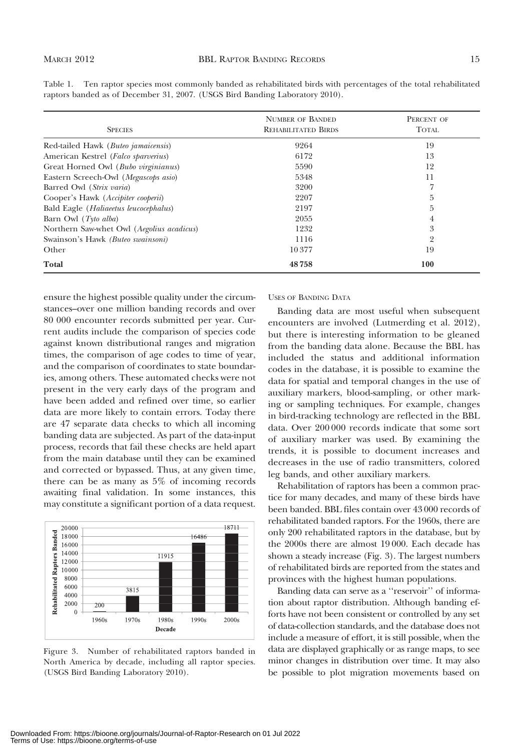Table 1. Ten raptor species most commonly banded as rehabilitated birds with percentages of the total rehabilitated raptors banded as of December 31, 2007. (USGS Bird Banding Laboratory 2010).

| Species | Number of Banded Rehabilitated Birds | Percent of Total |
| --- | --- | --- |
| Red-tailed Hawk (*Buteo jamaicensis*) | 9264 | 19 |
| American Kestrel (*Falco sparverius*) | 6172 | 13 |
| Great Horned Owl (*Bubo virginianus*) | 5590 | 12 |
| Eastern Screech-Owl (*Megascops asio*) | 5348 | 11 |
| Barred Owl (*Strix varia*) | 3200 | 7 |
| Cooper's Hawk (*Accipiter cooperii*) | 2207 | 5 |
| Bald Eagle (*Haliaeetus leucocephalus*) | 2197 | 5 |
| Barn Owl (*Tyto alba*) | 2055 | 4 |
| Northern Saw-whet Owl (*Aegolius acadicus*) | 1232 | 3 |
| Swainson's Hawk (*Buteo swainsoni*) | 1116 | 2 |
| Other | 10 377 | 19 |
| **Total** | **48 758** | **100** |

ensure the highest possible quality under the circumstances–over one million banding records and over 80 000 encounter records submitted per year. Current audits include the comparison of species code against known distributional ranges and migration times, the comparison of age codes to time of year, and the comparison of coordinates to state boundaries, among others. These automated checks were not present in the very early days of the program and have been added and refined over time, so earlier data are more likely to contain errors. Today there are 47 separate data checks to which all incoming banding data are subjected. As part of the data-input process, records that fail these checks are held apart from the main database until they can be examined and corrected or bypassed. Thus, at any given time, there can be as many as 5% of incoming records awaiting final validation. In some instances, this may constitute a significant portion of a data request.

| Decade | Rehabilitated Raptors Banded |
| --- | --- |
| 1960s | 200 |
| 1970s | 3815 |
| 1980s | 11915 |
| 1990s | 16486 |
| 2000s | 18711 |

Figure 3. Number of rehabilitated raptors banded in North America by decade, including all raptor species. (USGS Bird Banding Laboratory 2010).

## Uses of Banding Data

Banding data are most useful when subsequent encounters are involved (Lutmerding et al. 2012), but there is interesting information to be gleaned from the banding data alone. Because the BBL has included the status and additional information codes in the database, it is possible to examine the data for spatial and temporal changes in the use of auxiliary markers, blood-sampling, or other marking or sampling techniques. For example, changes in bird-tracking technology are reflected in the BBL data. Over 200 000 records indicate that some sort of auxiliary marker was used. By examining the trends, it is possible to document increases and decreases in the use of radio transmitters, colored leg bands, and other auxiliary markers.

Rehabilitation of raptors has been a common practice for many decades, and many of these birds have been banded. BBL files contain over 43 000 records of rehabilitated banded raptors. For the 1960s, there are only 200 rehabilitated raptors in the database, but by the 2000s there are almost 19 000. Each decade has shown a steady increase (Fig. 3). The largest numbers of rehabilitated birds are reported from the states and provinces with the highest human populations.

Banding data can serve as a ''reservoir'' of information about raptor distribution. Although banding efforts have not been consistent or controlled by any set of data-collection standards, and the database does not include a measure of effort, it is still possible, when the data are displayed graphically or as range maps, to see minor changes in distribution over time. It may also be possible to plot migration movements based on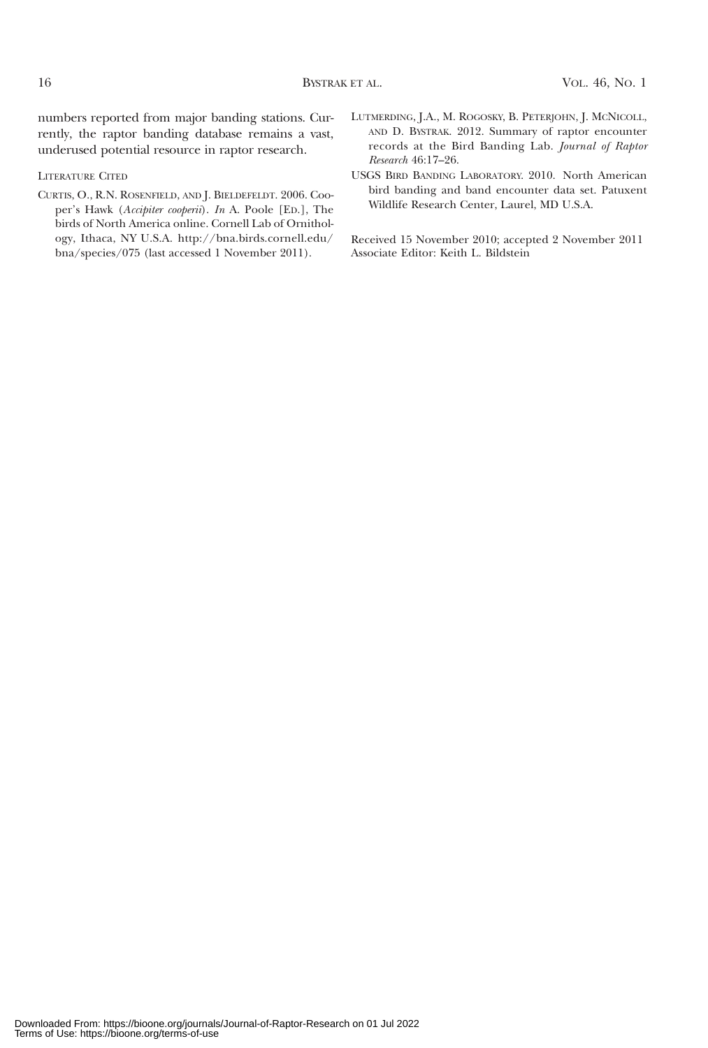numbers reported from major banding stations. Currently, the raptor banding database remains a vast, underused potential resource in raptor research.

## Literature Cited

Curtis, O., R.N. Rosenfield, and J. Bieldefeldt. 2006. Cooper's Hawk (*Accipiter cooperii*). *In* A. Poole [Ed.], The birds of North America online. Cornell Lab of Ornithology, Ithaca, NY U.S.A. http://bna.birds.cornell.edu/bna/species/075 (last accessed 1 November 2011).

Lutmerding, J.A., M. Rogosky, B. Peterjohn, J. McNicoll, and D. Bystrak. 2012. Summary of raptor encounter records at the Bird Banding Lab. *Journal of Raptor Research* 46:17–26.

USGS Bird Banding Laboratory. 2010. North American bird banding and band encounter data set. Patuxent Wildlife Research Center, Laurel, MD U.S.A.

Received 15 November 2010; accepted 2 November 2011
Associate Editor: Keith L. Bildstein